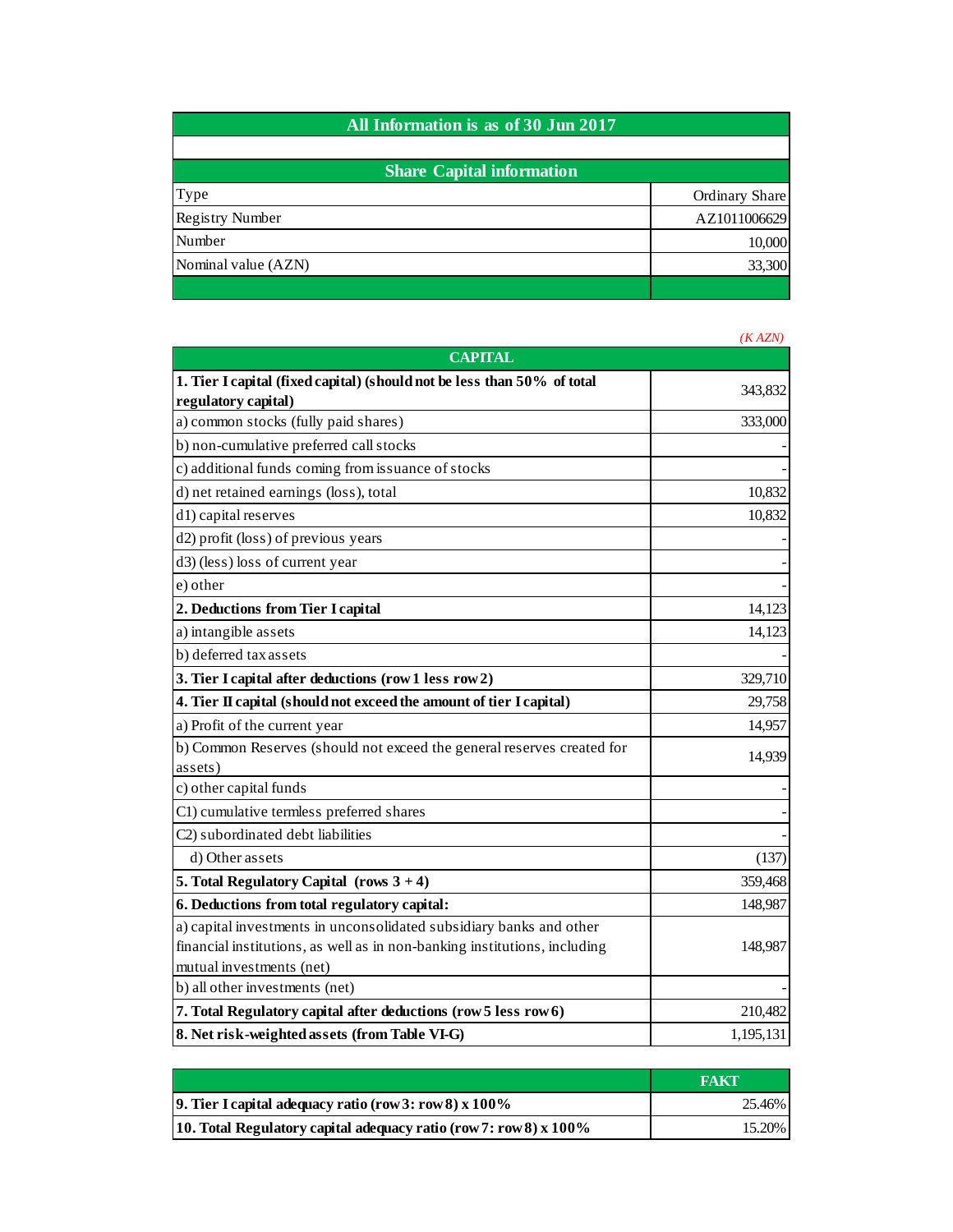## All Information is as of 30 Jun 2017

| Share Capital information | |
|---|---|
| Type | Ordinary Share |
| Registry Number | AZ1011006629 |
| Number | 10,000 |
| Nominal value (AZN) | 33,300 |

*(K AZN)*

| CAPITAL | |
|---|---|
| **1. Tier I capital (fixed capital) (should not be less than 50% of total regulatory capital)** | 343,832 |
| a) common stocks (fully paid shares) | 333,000 |
| b) non-cumulative preferred call stocks | - |
| c) additional funds coming from issuance of stocks | - |
| d) net retained earnings (loss), total | 10,832 |
| d1) capital reserves | 10,832 |
| d2) profit (loss) of previous years | - |
| d3) (less) loss of current year | - |
| e) other | - |
| **2. Deductions from Tier I capital** | 14,123 |
| a) intangible assets | 14,123 |
| b) deferred tax assets | - |
| **3. Tier I capital after deductions (row 1 less row 2)** | 329,710 |
| **4. Tier II capital (should not exceed the amount of tier I capital)** | 29,758 |
| a) Profit of the current year | 14,957 |
| b) Common Reserves (should not exceed the general reserves created for assets) | 14,939 |
| c) other capital funds | - |
| C1) cumulative termless preferred shares | - |
| C2) subordinated debt liabilities | - |
| d) Other assets | (137) |
| **5. Total Regulatory Capital (rows 3 + 4)** | 359,468 |
| **6. Deductions from total regulatory capital:** | 148,987 |
| a) capital investments in unconsolidated subsidiary banks and other financial institutions, as well as in non-banking institutions, including mutual investments (net) | 148,987 |
| b) all other investments (net) | - |
| **7. Total Regulatory capital after deductions (row 5 less row 6)** | 210,482 |
| **8. Net risk-weighted assets (from Table VI-G)** | 1,195,131 |

| | FAKT |
|---|---|
| **9. Tier I capital adequacy ratio (row 3 : row 8) x 100%** | 25.46% |
| **10. Total Regulatory capital adequacy ratio (row 7 : row 8) x 100%** | 15.20% |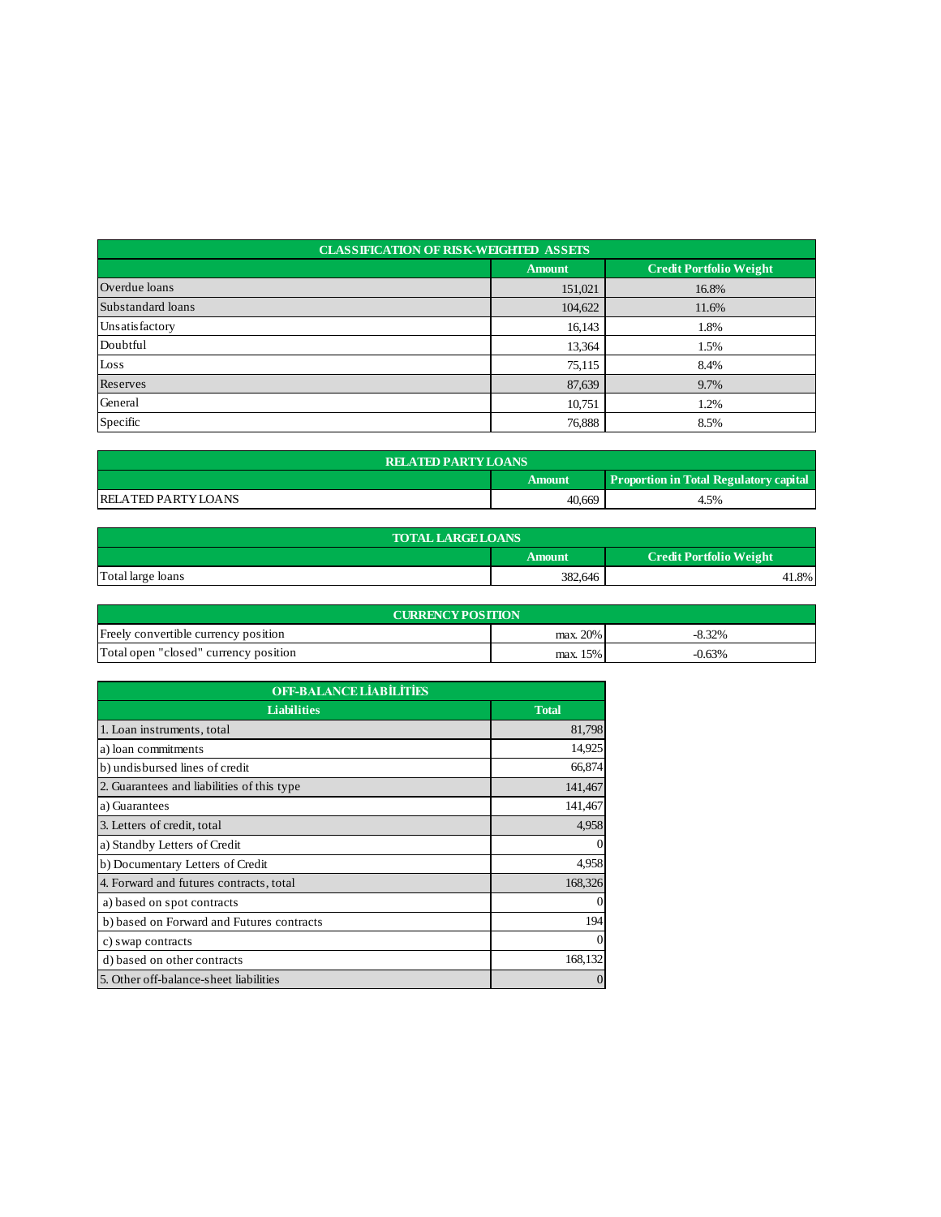| CLASSIFICATION OF RISK-WEIGHTED ASSETS | | |
|---|---|---|
| | Amount | Credit Portfolio Weight |
| Overdue loans | 151,021 | 16.8% |
| Substandard loans | 104,622 | 11.6% |
| Unsatisfactory | 16,143 | 1.8% |
| Doubtful | 13,364 | 1.5% |
| Loss | 75,115 | 8.4% |
| Reserves | 87,639 | 9.7% |
| General | 10,751 | 1.2% |
| Specific | 76,888 | 8.5% |

| RELATED PARTY LOANS | | |
|---|---|---|
| | Amount | Proportion in Total Regulatory capital |
| RELATED PARTY LOANS | 40,669 | 4.5% |

| TOTAL LARGE LOANS | | |
|---|---|---|
| | Amount | Credit Portfolio Weight |
| Total large loans | 382,646 | 41.8% |

| CURRENCY POSITION | | |
|---|---|---|
| Freely convertible currency position | max. 20% | -8.32% |
| Total open "closed" currency position | max. 15% | -0.63% |

| OFF-BALANCE LİABİLİTİES | |
|---|---|
| Liabilities | Total |
| 1. Loan instruments, total | 81,798 |
| a) loan commitments | 14,925 |
| b) undisbursed lines of credit | 66,874 |
| 2. Guarantees and liabilities of this type | 141,467 |
| a) Guarantees | 141,467 |
| 3. Letters of credit, total | 4,958 |
| a) Standby Letters of Credit | 0 |
| b) Documentary Letters of Credit | 4,958 |
| 4. Forward and futures contracts, total | 168,326 |
| a) based on spot contracts | 0 |
| b) based on Forward and Futures contracts | 194 |
| c) swap contracts | 0 |
| d) based on other contracts | 168,132 |
| 5. Other off-balance-sheet liabilities | 0 |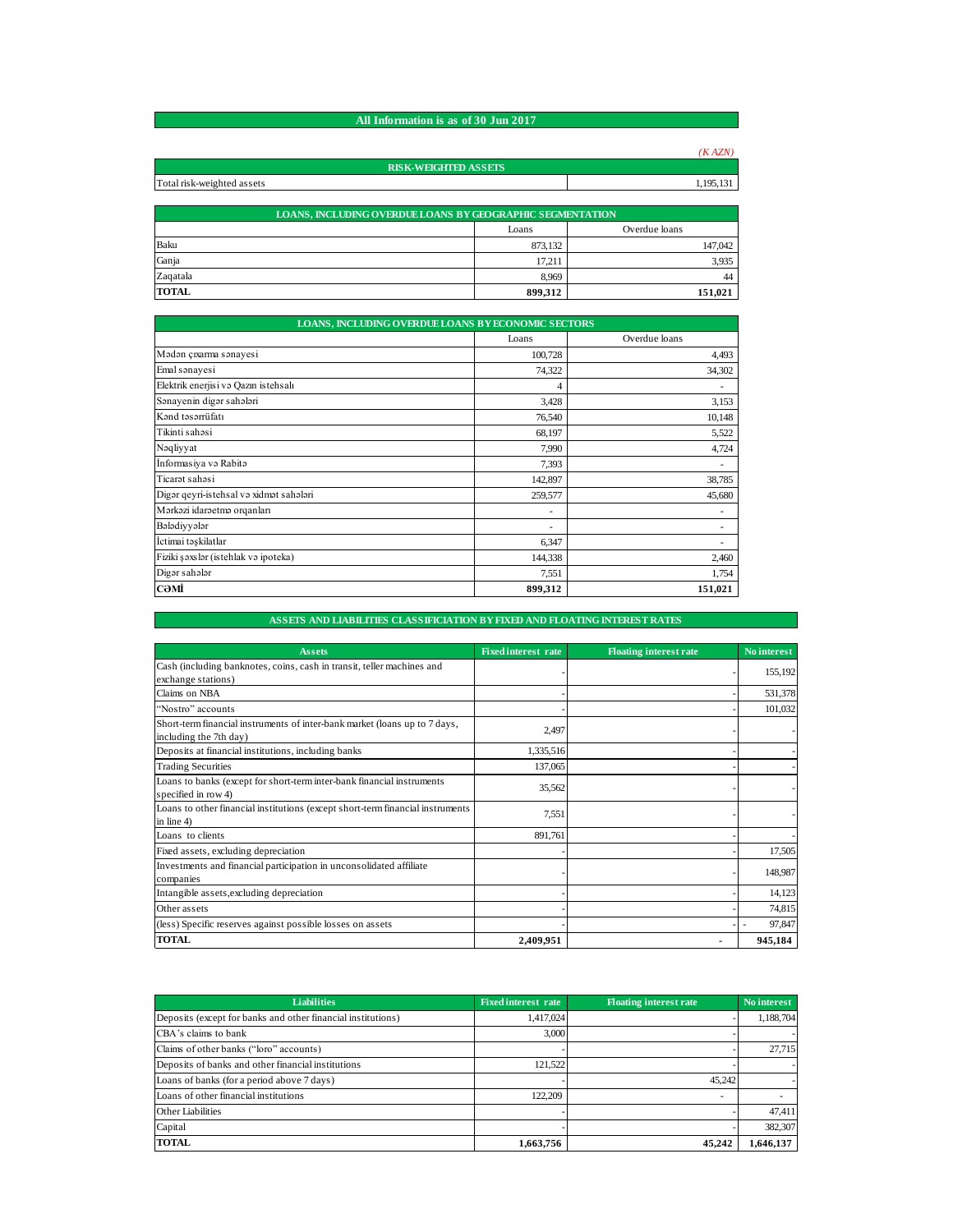## All Information is as of 30 Jun 2017

*(K AZN)*

| RISK-WEIGHTED ASSETS | |
|---|---|
| Total risk-weighted assets | 1,195,131 |

| LOANS, INCLUDING OVERDUE LOANS BY GEOGRAPHIC SEGMENTATION | | |
|---|---|---|
| | Loans | Overdue loans |
| Baku | 873,132 | 147,042 |
| Ganja | 17,211 | 3,935 |
| Zaqatala | 8,969 | 44 |
| **TOTAL** | **899,312** | **151,021** |

| LOANS, INCLUDING OVERDUE LOANS BY ECONOMIC SECTORS | | |
|---|---|---|
| | Loans | Overdue loans |
| Mədən çıxarma sənayesi | 100,728 | 4,493 |
| Emal sənayesi | 74,322 | 34,302 |
| Elektrik enerjisi və Qazın istehsalı | 4 | - |
| Sənayenin digər sahələri | 3,428 | 3,153 |
| Kənd təsərrüfatı | 76,540 | 10,148 |
| Tikinti sahəsi | 68,197 | 5,522 |
| Nəqliyyat | 7,990 | 4,724 |
| İnformasiya və Rabitə | 7,393 | - |
| Ticarət sahəsi | 142,897 | 38,785 |
| Digər qeyri-istehsal və xidmət sahələri | 259,577 | 45,680 |
| Mərkəzi idarəetmə orqanları | - | - |
| Bələdiyyələr | - | - |
| İctimai təşkilatlar | 6,347 | - |
| Fiziki şəxslər (istehlak və ipoteka) | 144,338 | 2,460 |
| Digər sahələr | 7,551 | 1,754 |
| **CƏMİ** | **899,312** | **151,021** |

### ASSETS AND LIABILITIES CLASSIFICIATION BY FIXED AND FLOATING INTEREST RATES

| Assets | Fixed interest rate | Floating interest rate | No interest |
|---|---|---|---|
| Cash (including banknotes, coins, cash in transit, teller machines and exchange stations) | - | - | 155,192 |
| Claims on NBA | - | - | 531,378 |
| "Nostro" accounts | - | - | 101,032 |
| Short-term financial instruments of inter-bank market (loans up to 7 days, including the 7th day) | 2,497 | - | - |
| Deposits at financial institutions, including banks | 1,335,516 | - | - |
| Trading Securities | 137,065 | - | - |
| Loans to banks (except for short-term inter-bank financial instruments specified in row 4) | 35,562 | - | - |
| Loans to other financial institutions (except short-term financial instruments in line 4) | 7,551 | - | - |
| Loans to clients | 891,761 | - | - |
| Fixed assets, excluding depreciation | - | - | 17,505 |
| Investments and financial participation in unconsolidated affiliate companies | - | - | 148,987 |
| Intangible assets,excluding depreciation | - | - | 14,123 |
| Other assets | - | - | 74,815 |
| (less) Specific reserves against possible losses on assets | - | - | - 97,847 |
| **TOTAL** | **2,409,951** | **-** | **945,184** |

| Liabilities | Fixed interest rate | Floating interest rate | No interest |
|---|---|---|---|
| Deposits (except for banks and other financial institutions) | 1,417,024 | - | 1,188,704 |
| CBA's claims to bank | 3,000 | - | - |
| Claims of other banks ("loro" accounts) | - | - | 27,715 |
| Deposits of banks and other financial institutions | 121,522 | - | - |
| Loans of banks (for a period above 7 days) | - | 45,242 | - |
| Loans of other financial institutions | 122,209 | - | - |
| Other Liabilities | - | - | 47,411 |
| Capital | - | - | 382,307 |
| **TOTAL** | **1,663,756** | **45,242** | **1,646,137** |